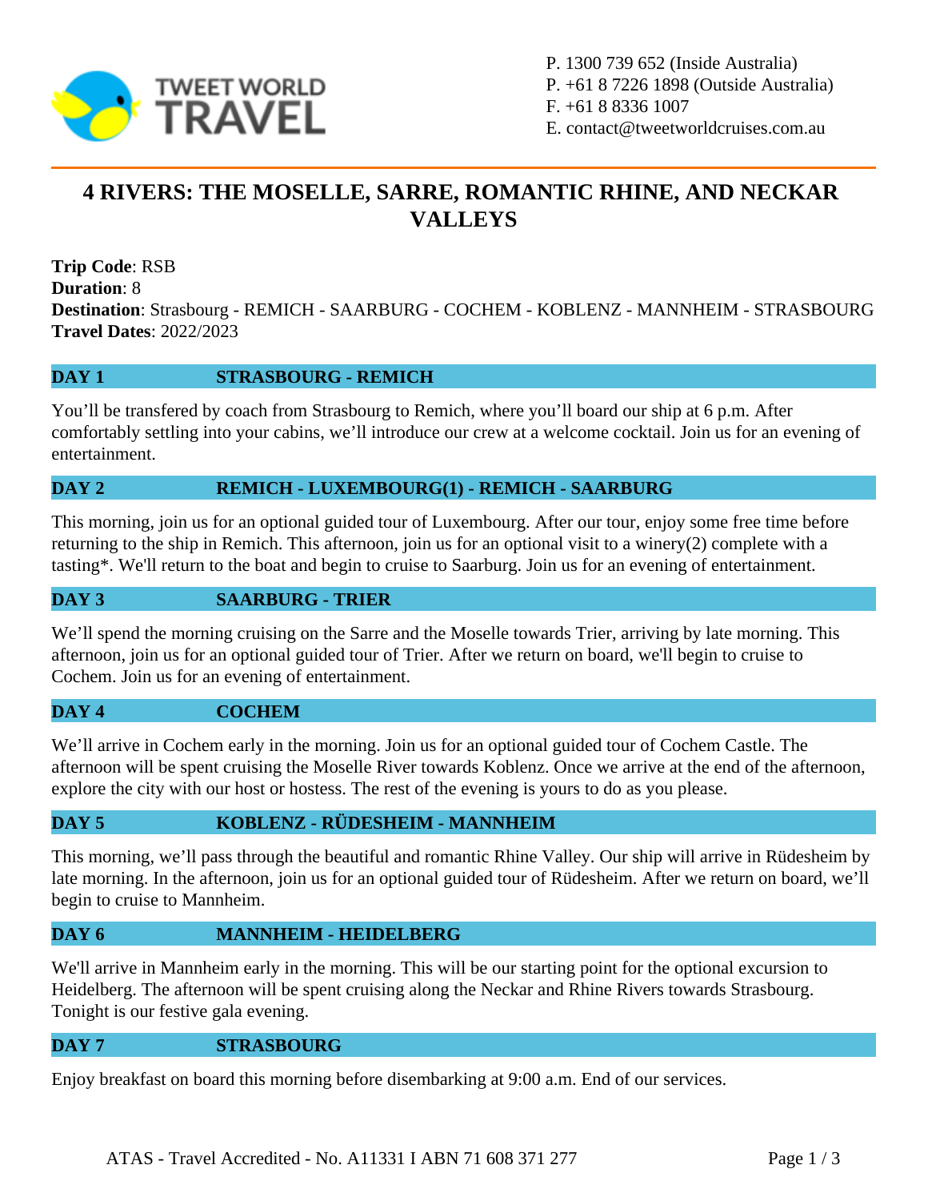TWEET WORLD TRAVEL

P. 1300 739 652 (Inside Australia)
P. +61 8 7226 1898 (Outside Australia)
F. +61 8 8336 1007
E. contact@tweetworldcruises.com.au

# 4 RIVERS: THE MOSELLE, SARRE, ROMANTIC RHINE, AND NECKAR VALLEYS

**Trip Code**: RSB
**Duration**: 8
**Destination**: Strasbourg - REMICH - SAARBURG - COCHEM - KOBLENZ - MANNHEIM - STRASBOURG
**Travel Dates**: 2022/2023

## DAY 1 STRASBOURG - REMICH

You'll be transfered by coach from Strasbourg to Remich, where you'll board our ship at 6 p.m. After comfortably settling into your cabins, we'll introduce our crew at a welcome cocktail. Join us for an evening of entertainment.

## DAY 2 REMICH - LUXEMBOURG(1) - REMICH - SAARBURG

This morning, join us for an optional guided tour of Luxembourg. After our tour, enjoy some free time before returning to the ship in Remich. This afternoon, join us for an optional visit to a winery(2) complete with a tasting*. We'll return to the boat and begin to cruise to Saarburg. Join us for an evening of entertainment.

## DAY 3 SAARBURG - TRIER

We'll spend the morning cruising on the Sarre and the Moselle towards Trier, arriving by late morning. This afternoon, join us for an optional guided tour of Trier. After we return on board, we'll begin to cruise to Cochem. Join us for an evening of entertainment.

## DAY 4 COCHEM

We'll arrive in Cochem early in the morning. Join us for an optional guided tour of Cochem Castle. The afternoon will be spent cruising the Moselle River towards Koblenz. Once we arrive at the end of the afternoon, explore the city with our host or hostess. The rest of the evening is yours to do as you please.

## DAY 5 KOBLENZ - RÜDESHEIM - MANNHEIM

This morning, we'll pass through the beautiful and romantic Rhine Valley. Our ship will arrive in Rüdesheim by late morning. In the afternoon, join us for an optional guided tour of Rüdesheim. After we return on board, we'll begin to cruise to Mannheim.

## DAY 6 MANNHEIM - HEIDELBERG

We'll arrive in Mannheim early in the morning. This will be our starting point for the optional excursion to Heidelberg. The afternoon will be spent cruising along the Neckar and Rhine Rivers towards Strasbourg. Tonight is our festive gala evening.

## DAY 7 STRASBOURG

Enjoy breakfast on board this morning before disembarking at 9:00 a.m. End of our services.

ATAS - Travel Accredited - No. A11331 I ABN 71 608 371 277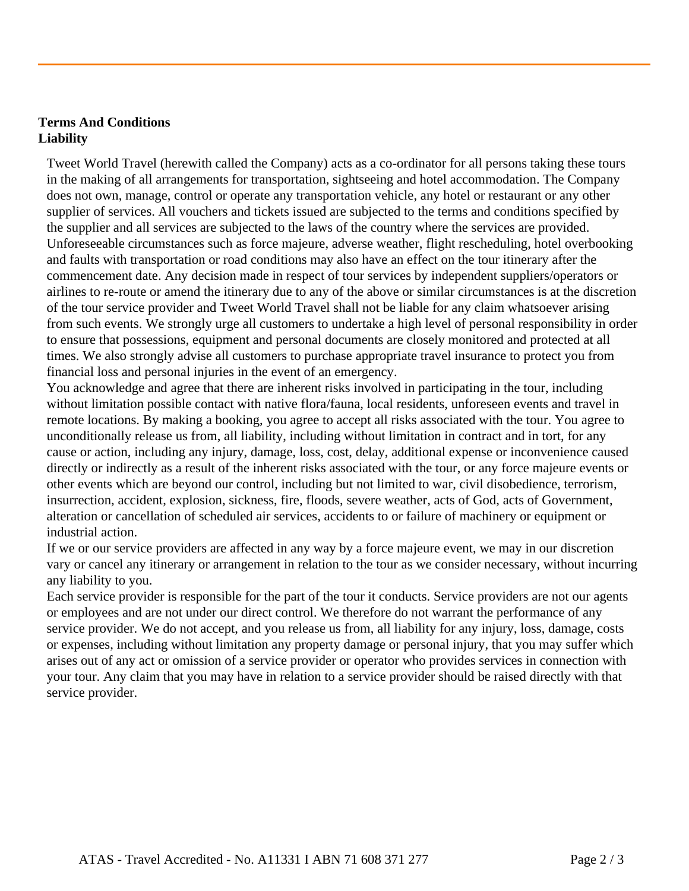**Terms And Conditions**
**Liability**

Tweet World Travel (herewith called the Company) acts as a co-ordinator for all persons taking these tours in the making of all arrangements for transportation, sightseeing and hotel accommodation. The Company does not own, manage, control or operate any transportation vehicle, any hotel or restaurant or any other supplier of services. All vouchers and tickets issued are subjected to the terms and conditions specified by the supplier and all services are subjected to the laws of the country where the services are provided. Unforeseeable circumstances such as force majeure, adverse weather, flight rescheduling, hotel overbooking and faults with transportation or road conditions may also have an effect on the tour itinerary after the commencement date. Any decision made in respect of tour services by independent suppliers/operators or airlines to re-route or amend the itinerary due to any of the above or similar circumstances is at the discretion of the tour service provider and Tweet World Travel shall not be liable for any claim whatsoever arising from such events. We strongly urge all customers to undertake a high level of personal responsibility in order to ensure that possessions, equipment and personal documents are closely monitored and protected at all times. We also strongly advise all customers to purchase appropriate travel insurance to protect you from financial loss and personal injuries in the event of an emergency.

You acknowledge and agree that there are inherent risks involved in participating in the tour, including without limitation possible contact with native flora/fauna, local residents, unforeseen events and travel in remote locations. By making a booking, you agree to accept all risks associated with the tour. You agree to unconditionally release us from, all liability, including without limitation in contract and in tort, for any cause or action, including any injury, damage, loss, cost, delay, additional expense or inconvenience caused directly or indirectly as a result of the inherent risks associated with the tour, or any force majeure events or other events which are beyond our control, including but not limited to war, civil disobedience, terrorism, insurrection, accident, explosion, sickness, fire, floods, severe weather, acts of God, acts of Government, alteration or cancellation of scheduled air services, accidents to or failure of machinery or equipment or industrial action.

If we or our service providers are affected in any way by a force majeure event, we may in our discretion vary or cancel any itinerary or arrangement in relation to the tour as we consider necessary, without incurring any liability to you.

Each service provider is responsible for the part of the tour it conducts. Service providers are not our agents or employees and are not under our direct control. We therefore do not warrant the performance of any service provider. We do not accept, and you release us from, all liability for any injury, loss, damage, costs or expenses, including without limitation any property damage or personal injury, that you may suffer which arises out of any act or omission of a service provider or operator who provides services in connection with your tour. Any claim that you may have in relation to a service provider should be raised directly with that service provider.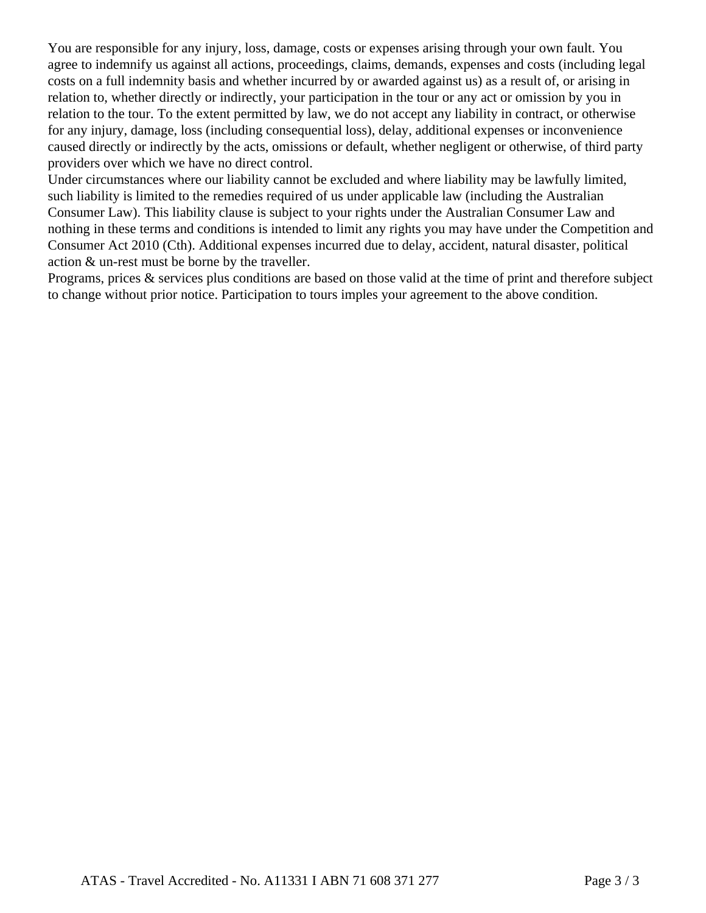You are responsible for any injury, loss, damage, costs or expenses arising through your own fault. You agree to indemnify us against all actions, proceedings, claims, demands, expenses and costs (including legal costs on a full indemnity basis and whether incurred by or awarded against us) as a result of, or arising in relation to, whether directly or indirectly, your participation in the tour or any act or omission by you in relation to the tour. To the extent permitted by law, we do not accept any liability in contract, or otherwise for any injury, damage, loss (including consequential loss), delay, additional expenses or inconvenience caused directly or indirectly by the acts, omissions or default, whether negligent or otherwise, of third party providers over which we have no direct control.

Under circumstances where our liability cannot be excluded and where liability may be lawfully limited, such liability is limited to the remedies required of us under applicable law (including the Australian Consumer Law). This liability clause is subject to your rights under the Australian Consumer Law and nothing in these terms and conditions is intended to limit any rights you may have under the Competition and Consumer Act 2010 (Cth). Additional expenses incurred due to delay, accident, natural disaster, political action & un-rest must be borne by the traveller.

Programs, prices & services plus conditions are based on those valid at the time of print and therefore subject to change without prior notice. Participation to tours imples your agreement to the above condition.